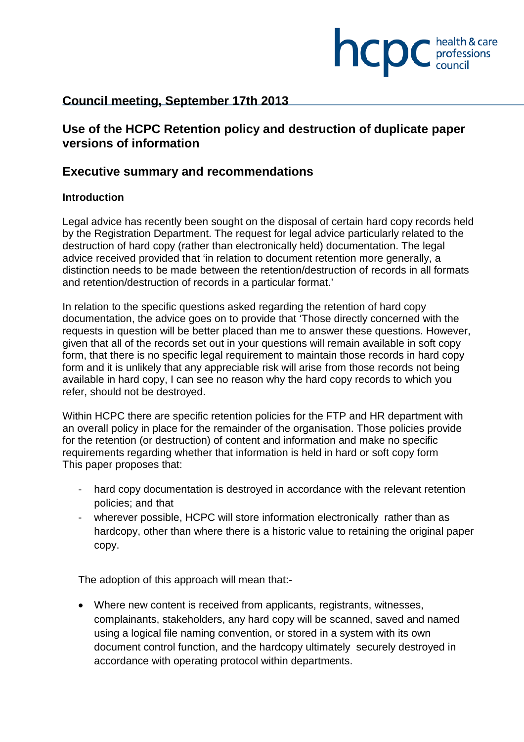## Council meeting, September 17th 2013

## Use of the HCPC Retention policy and destruction of duplicate paper versions of information

## Executive summary and recommendations

### Introduction

Legal advice has recently been sought on the disposal of certain hard copy records held by the Registration Department. The request for legal advice particularly related to the destruction of hard copy (rather than electronically held) documentation. The legal advice received provided that 'in relation to document retention more generally, a distinction needs to be made between the retention/destruction of records in all formats and retention/destruction of records in a particular format.'

In relation to the specific questions asked regarding the retention of hard copy documentation, the advice goes on to provide that 'Those directly concerned with the requests in question will be better placed than me to answer these questions. However, given that all of the records set out in your questions will remain available in soft copy form, that there is no specific legal requirement to maintain those records in hard copy form and it is unlikely that any appreciable risk will arise from those records not being available in hard copy, I can see no reason why the hard copy records to which you refer, should not be destroyed.

Within HCPC there are specific retention policies for the FTP and HR department with an overall policy in place for the remainder of the organisation. Those policies provide for the retention (or destruction) of content and information and make no specific requirements regarding whether that information is held in hard or soft copy form
This paper proposes that:

- hard copy documentation is destroyed in accordance with the relevant retention policies; and that
- wherever possible, HCPC will store information electronically rather than as hardcopy, other than where there is a historic value to retaining the original paper copy.

The adoption of this approach will mean that:-

- Where new content is received from applicants, registrants, witnesses, complainants, stakeholders, any hard copy will be scanned, saved and named using a logical file naming convention, or stored in a system with its own document control function, and the hardcopy ultimately securely destroyed in accordance with operating protocol within departments.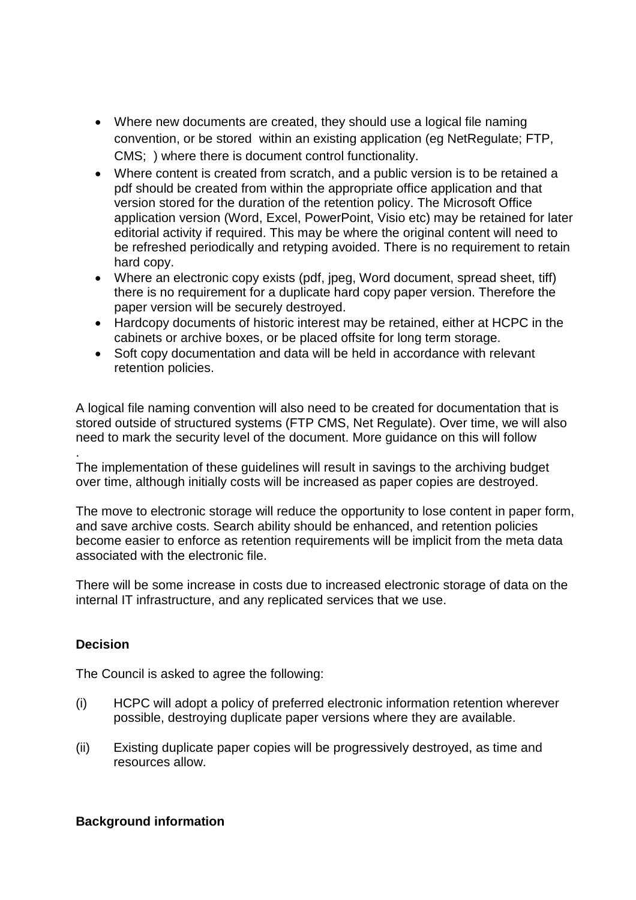- Where new documents are created, they should use a logical file naming convention, or be stored within an existing application (eg NetRegulate; FTP, CMS; ) where there is document control functionality.
- Where content is created from scratch, and a public version is to be retained a pdf should be created from within the appropriate office application and that version stored for the duration of the retention policy. The Microsoft Office application version (Word, Excel, PowerPoint, Visio etc) may be retained for later editorial activity if required. This may be where the original content will need to be refreshed periodically and retyping avoided. There is no requirement to retain hard copy.
- Where an electronic copy exists (pdf, jpeg, Word document, spread sheet, tiff) there is no requirement for a duplicate hard copy paper version. Therefore the paper version will be securely destroyed.
- Hardcopy documents of historic interest may be retained, either at HCPC in the cabinets or archive boxes, or be placed offsite for long term storage.
- Soft copy documentation and data will be held in accordance with relevant retention policies.

A logical file naming convention will also need to be created for documentation that is stored outside of structured systems (FTP CMS, Net Regulate). Over time, we will also need to mark the security level of the document. More guidance on this will follow
.
The implementation of these guidelines will result in savings to the archiving budget over time, although initially costs will be increased as paper copies are destroyed.

The move to electronic storage will reduce the opportunity to lose content in paper form, and save archive costs. Search ability should be enhanced, and retention policies become easier to enforce as retention requirements will be implicit from the meta data associated with the electronic file.

There will be some increase in costs due to increased electronic storage of data on the internal IT infrastructure, and any replicated services that we use.

**Decision**

The Council is asked to agree the following:

(i) HCPC will adopt a policy of preferred electronic information retention wherever possible, destroying duplicate paper versions where they are available.

(ii) Existing duplicate paper copies will be progressively destroyed, as time and resources allow.

**Background information**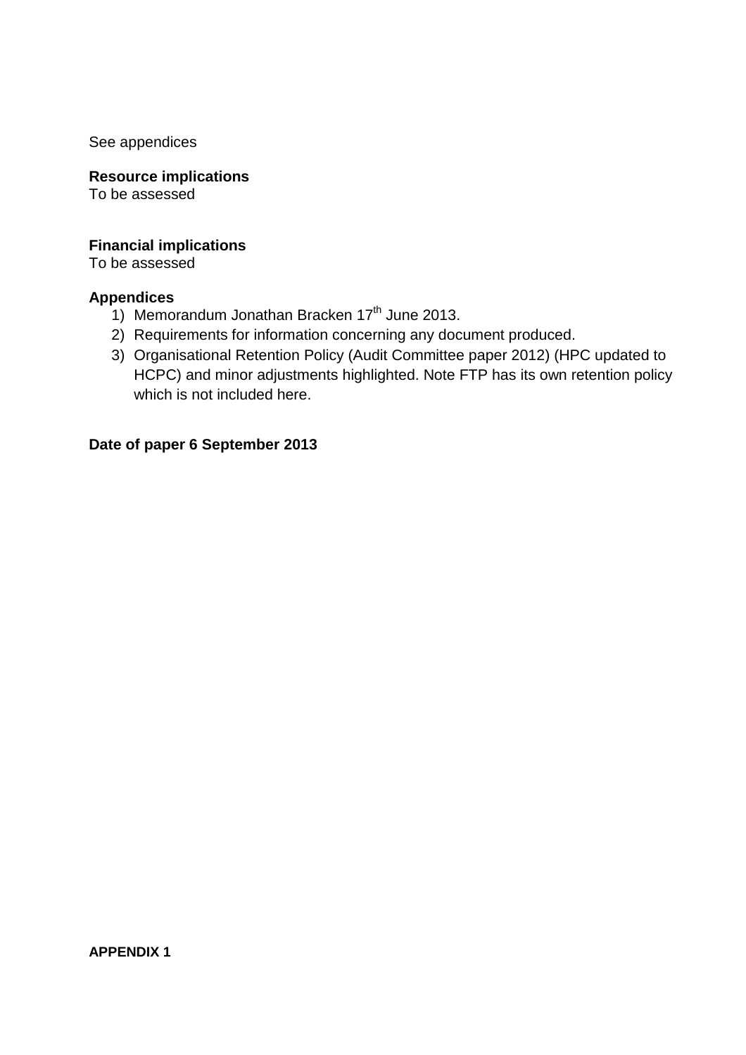See appendices

**Resource implications**
To be assessed

**Financial implications**
To be assessed

**Appendices**

1) Memorandum Jonathan Bracken 17th June 2013.
2) Requirements for information concerning any document produced.
3) Organisational Retention Policy (Audit Committee paper 2012) (HPC updated to HCPC) and minor adjustments highlighted. Note FTP has its own retention policy which is not included here.

**Date of paper 6 September 2013**

**APPENDIX 1**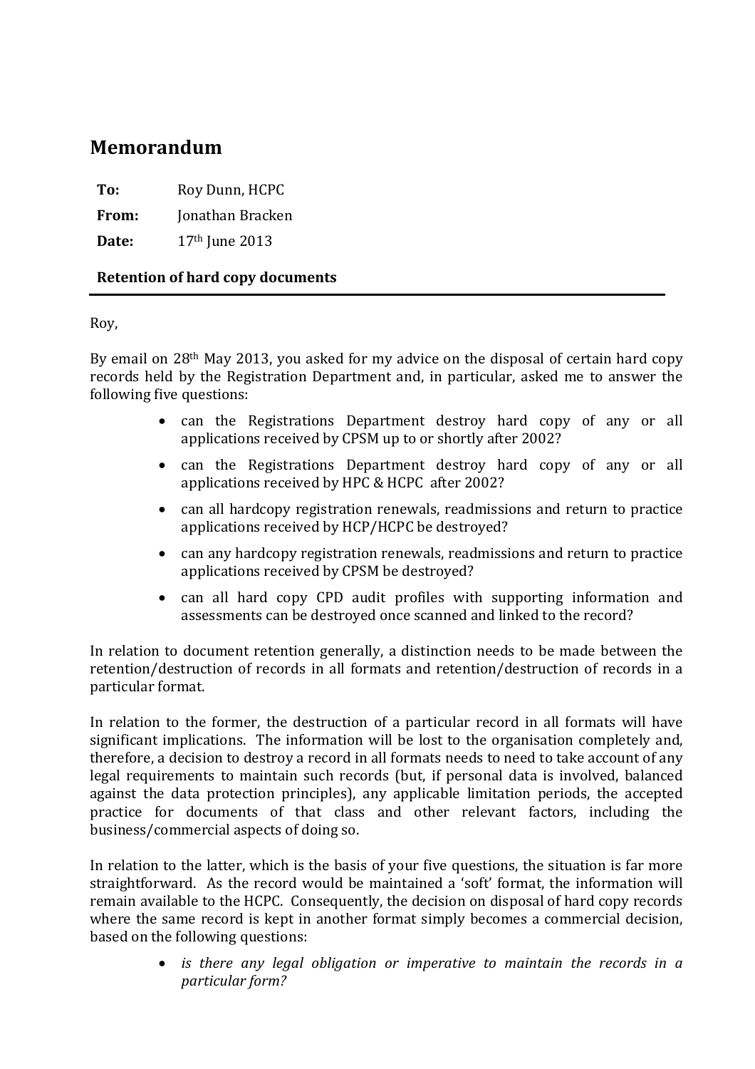# Memorandum

**To:** Roy Dunn, HCPC

**From:** Jonathan Bracken

**Date:** 17th June 2013

**Retention of hard copy documents**

---

Roy,

By email on 28th May 2013, you asked for my advice on the disposal of certain hard copy records held by the Registration Department and, in particular, asked me to answer the following five questions:

- can the Registrations Department destroy hard copy of any or all applications received by CPSM up to or shortly after 2002?
- can the Registrations Department destroy hard copy of any or all applications received by HPC & HCPC after 2002?
- can all hardcopy registration renewals, readmissions and return to practice applications received by HCP/HCPC be destroyed?
- can any hardcopy registration renewals, readmissions and return to practice applications received by CPSM be destroyed?
- can all hard copy CPD audit profiles with supporting information and assessments can be destroyed once scanned and linked to the record?

In relation to document retention generally, a distinction needs to be made between the retention/destruction of records in all formats and retention/destruction of records in a particular format.

In relation to the former, the destruction of a particular record in all formats will have significant implications. The information will be lost to the organisation completely and, therefore, a decision to destroy a record in all formats needs to need to take account of any legal requirements to maintain such records (but, if personal data is involved, balanced against the data protection principles), any applicable limitation periods, the accepted practice for documents of that class and other relevant factors, including the business/commercial aspects of doing so.

In relation to the latter, which is the basis of your five questions, the situation is far more straightforward. As the record would be maintained a 'soft' format, the information will remain available to the HCPC. Consequently, the decision on disposal of hard copy records where the same record is kept in another format simply becomes a commercial decision, based on the following questions:

- *is there any legal obligation or imperative to maintain the records in a particular form?*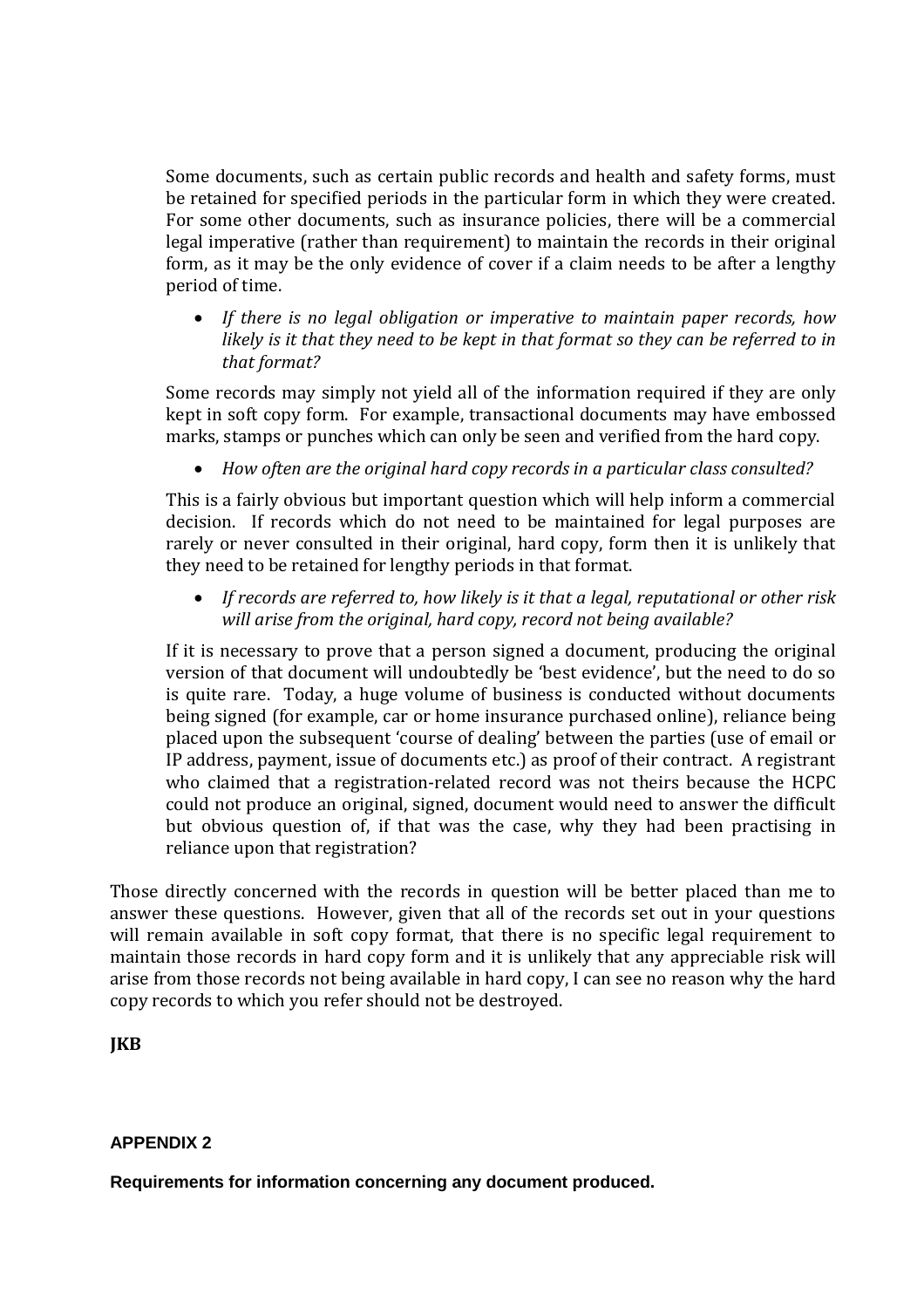Some documents, such as certain public records and health and safety forms, must be retained for specified periods in the particular form in which they were created. For some other documents, such as insurance policies, there will be a commercial legal imperative (rather than requirement) to maintain the records in their original form, as it may be the only evidence of cover if a claim needs to be after a lengthy period of time.

- *If there is no legal obligation or imperative to maintain paper records, how likely is it that they need to be kept in that format so they can be referred to in that format?*

Some records may simply not yield all of the information required if they are only kept in soft copy form. For example, transactional documents may have embossed marks, stamps or punches which can only be seen and verified from the hard copy.

- *How often are the original hard copy records in a particular class consulted?*

This is a fairly obvious but important question which will help inform a commercial decision. If records which do not need to be maintained for legal purposes are rarely or never consulted in their original, hard copy, form then it is unlikely that they need to be retained for lengthy periods in that format.

- *If records are referred to, how likely is it that a legal, reputational or other risk will arise from the original, hard copy, record not being available?*

If it is necessary to prove that a person signed a document, producing the original version of that document will undoubtedly be 'best evidence', but the need to do so is quite rare. Today, a huge volume of business is conducted without documents being signed (for example, car or home insurance purchased online), reliance being placed upon the subsequent 'course of dealing' between the parties (use of email or IP address, payment, issue of documents etc.) as proof of their contract. A registrant who claimed that a registration-related record was not theirs because the HCPC could not produce an original, signed, document would need to answer the difficult but obvious question of, if that was the case, why they had been practising in reliance upon that registration?

Those directly concerned with the records in question will be better placed than me to answer these questions. However, given that all of the records set out in your questions will remain available in soft copy format, that there is no specific legal requirement to maintain those records in hard copy form and it is unlikely that any appreciable risk will arise from those records not being available in hard copy, I can see no reason why the hard copy records to which you refer should not be destroyed.

**JKB**

**APPENDIX 2**

**Requirements for information concerning any document produced.**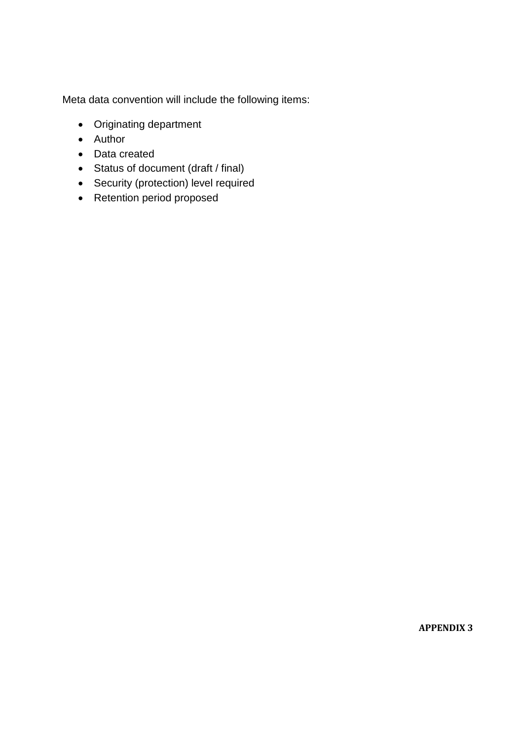Meta data convention will include the following items:

- Originating department
- Author
- Data created
- Status of document (draft / final)
- Security (protection) level required
- Retention period proposed

**APPENDIX 3**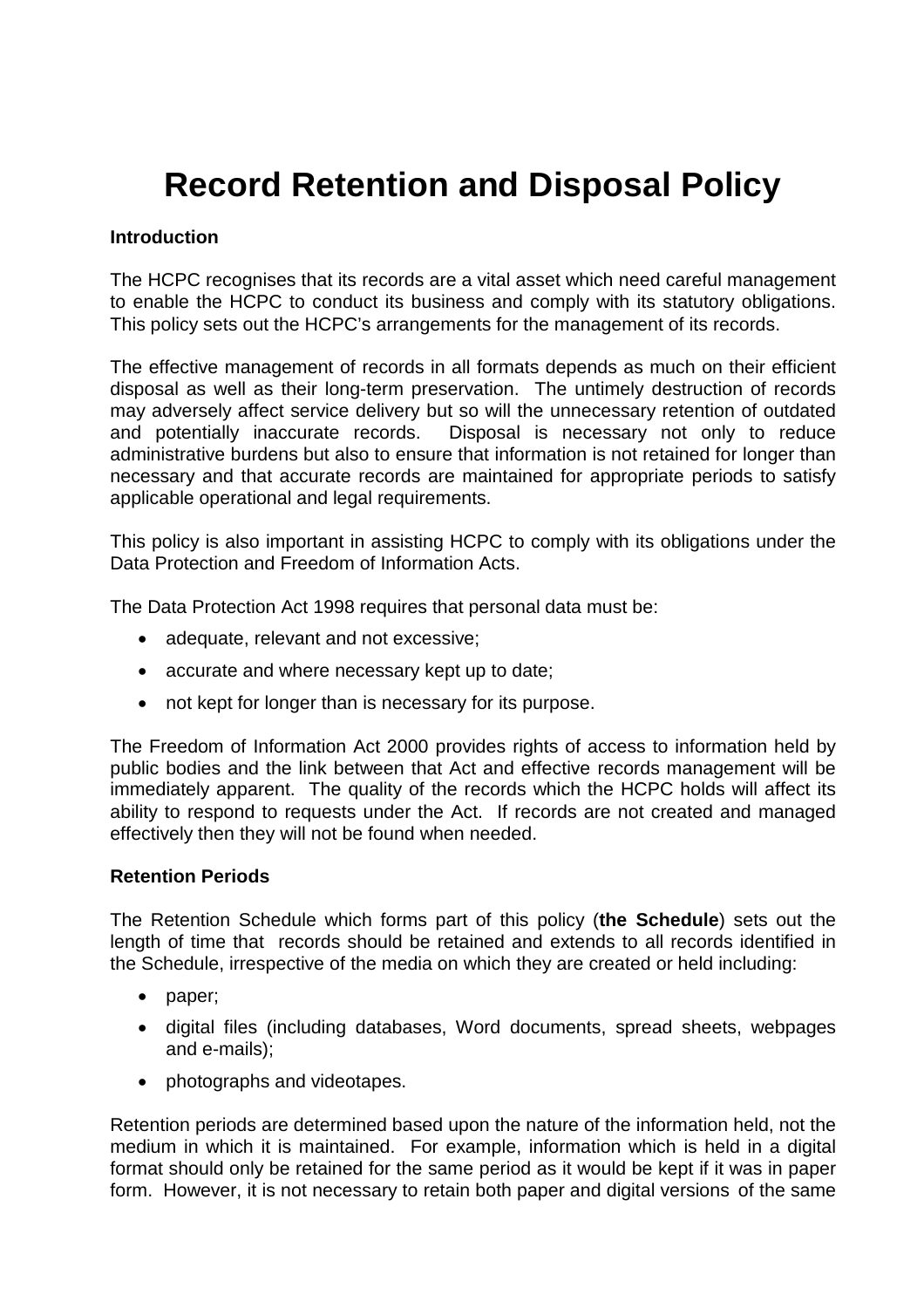# Record Retention and Disposal Policy

**Introduction**

The HCPC recognises that its records are a vital asset which need careful management to enable the HCPC to conduct its business and comply with its statutory obligations. This policy sets out the HCPC's arrangements for the management of its records.

The effective management of records in all formats depends as much on their efficient disposal as well as their long-term preservation. The untimely destruction of records may adversely affect service delivery but so will the unnecessary retention of outdated and potentially inaccurate records. Disposal is necessary not only to reduce administrative burdens but also to ensure that information is not retained for longer than necessary and that accurate records are maintained for appropriate periods to satisfy applicable operational and legal requirements.

This policy is also important in assisting HCPC to comply with its obligations under the Data Protection and Freedom of Information Acts.

The Data Protection Act 1998 requires that personal data must be:

- adequate, relevant and not excessive;
- accurate and where necessary kept up to date;
- not kept for longer than is necessary for its purpose.

The Freedom of Information Act 2000 provides rights of access to information held by public bodies and the link between that Act and effective records management will be immediately apparent. The quality of the records which the HCPC holds will affect its ability to respond to requests under the Act. If records are not created and managed effectively then they will not be found when needed.

**Retention Periods**

The Retention Schedule which forms part of this policy (**the Schedule**) sets out the length of time that records should be retained and extends to all records identified in the Schedule, irrespective of the media on which they are created or held including:

- paper;
- digital files (including databases, Word documents, spread sheets, webpages and e-mails);
- photographs and videotapes.

Retention periods are determined based upon the nature of the information held, not the medium in which it is maintained. For example, information which is held in a digital format should only be retained for the same period as it would be kept if it was in paper form. However, it is not necessary to retain both paper and digital versions of the same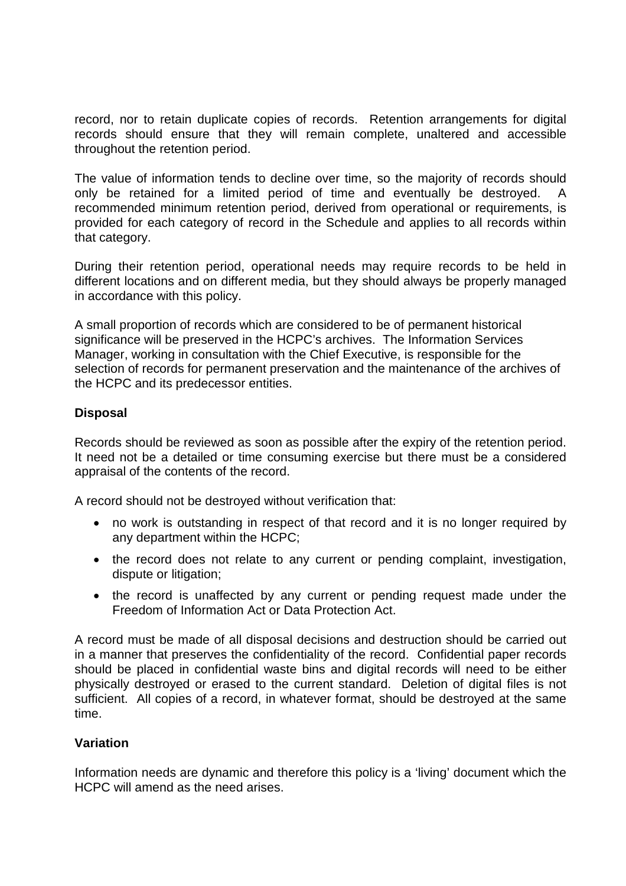record, nor to retain duplicate copies of records. Retention arrangements for digital records should ensure that they will remain complete, unaltered and accessible throughout the retention period.

The value of information tends to decline over time, so the majority of records should only be retained for a limited period of time and eventually be destroyed. A recommended minimum retention period, derived from operational or requirements, is provided for each category of record in the Schedule and applies to all records within that category.

During their retention period, operational needs may require records to be held in different locations and on different media, but they should always be properly managed in accordance with this policy.

A small proportion of records which are considered to be of permanent historical significance will be preserved in the HCPC's archives. The Information Services Manager, working in consultation with the Chief Executive, is responsible for the selection of records for permanent preservation and the maintenance of the archives of the HCPC and its predecessor entities.

**Disposal**

Records should be reviewed as soon as possible after the expiry of the retention period. It need not be a detailed or time consuming exercise but there must be a considered appraisal of the contents of the record.

A record should not be destroyed without verification that:

- no work is outstanding in respect of that record and it is no longer required by any department within the HCPC;
- the record does not relate to any current or pending complaint, investigation, dispute or litigation;
- the record is unaffected by any current or pending request made under the Freedom of Information Act or Data Protection Act.

A record must be made of all disposal decisions and destruction should be carried out in a manner that preserves the confidentiality of the record. Confidential paper records should be placed in confidential waste bins and digital records will need to be either physically destroyed or erased to the current standard. Deletion of digital files is not sufficient. All copies of a record, in whatever format, should be destroyed at the same time.

**Variation**

Information needs are dynamic and therefore this policy is a 'living' document which the HCPC will amend as the need arises.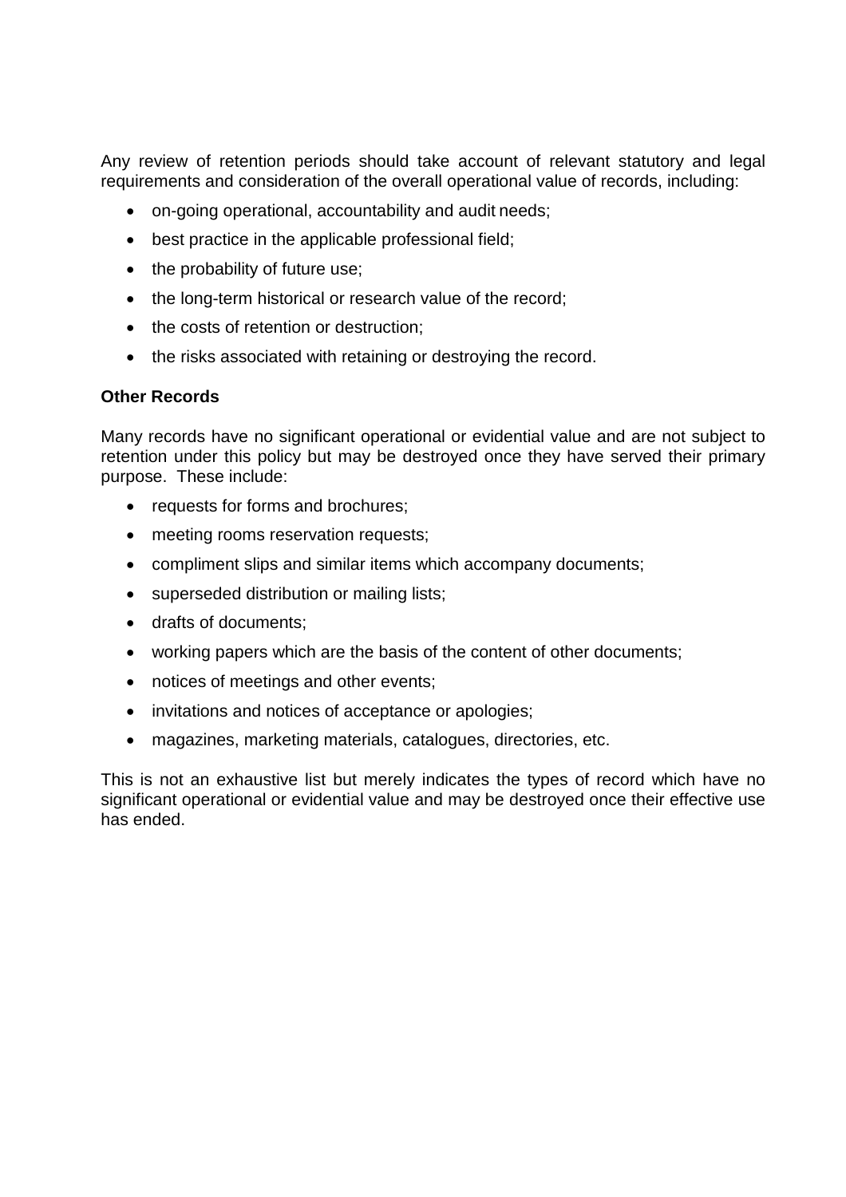Any review of retention periods should take account of relevant statutory and legal requirements and consideration of the overall operational value of records, including:

- on-going operational, accountability and audit needs;
- best practice in the applicable professional field;
- the probability of future use;
- the long-term historical or research value of the record;
- the costs of retention or destruction;
- the risks associated with retaining or destroying the record.

**Other Records**

Many records have no significant operational or evidential value and are not subject to retention under this policy but may be destroyed once they have served their primary purpose. These include:

- requests for forms and brochures;
- meeting rooms reservation requests;
- compliment slips and similar items which accompany documents;
- superseded distribution or mailing lists;
- drafts of documents;
- working papers which are the basis of the content of other documents;
- notices of meetings and other events;
- invitations and notices of acceptance or apologies;
- magazines, marketing materials, catalogues, directories, etc.

This is not an exhaustive list but merely indicates the types of record which have no significant operational or evidential value and may be destroyed once their effective use has ended.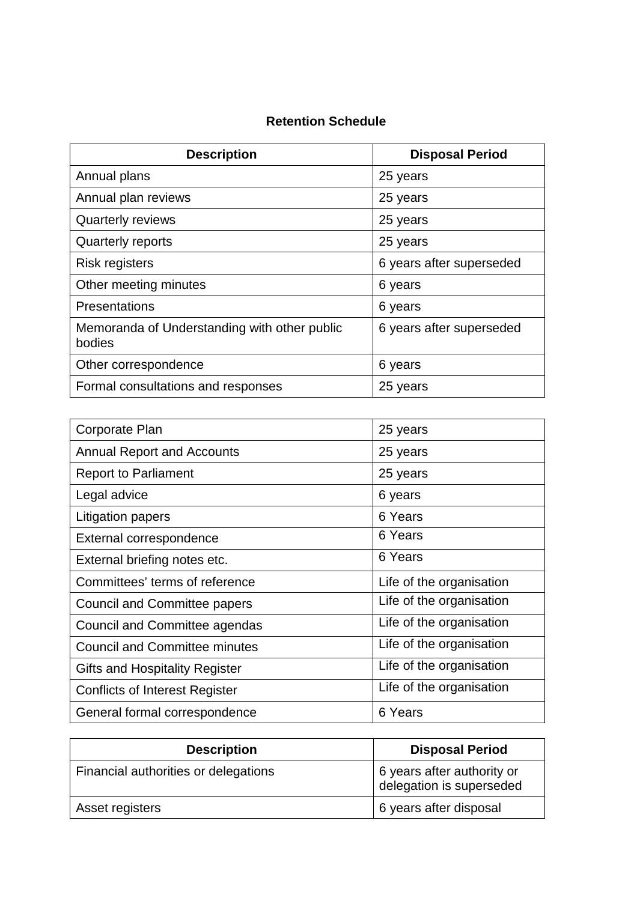**Retention Schedule**

| Description | Disposal Period |
|---|---|
| Annual plans | 25 years |
| Annual plan reviews | 25 years |
| Quarterly reviews | 25 years |
| Quarterly reports | 25 years |
| Risk registers | 6 years after superseded |
| Other meeting minutes | 6 years |
| Presentations | 6 years |
| Memoranda of Understanding with other public bodies | 6 years after superseded |
| Other correspondence | 6 years |
| Formal consultations and responses | 25 years |

| | |
|---|---|
| Corporate Plan | 25 years |
| Annual Report and Accounts | 25 years |
| Report to Parliament | 25 years |
| Legal advice | 6 years |
| Litigation papers | 6 Years |
| External correspondence | 6 Years |
| External briefing notes etc. | 6 Years |
| Committees' terms of reference | Life of the organisation |
| Council and Committee papers | Life of the organisation |
| Council and Committee agendas | Life of the organisation |
| Council and Committee minutes | Life of the organisation |
| Gifts and Hospitality Register | Life of the organisation |
| Conflicts of Interest Register | Life of the organisation |
| General formal correspondence | 6 Years |

| Description | Disposal Period |
|---|---|
| Financial authorities or delegations | 6 years after authority or delegation is superseded |
| Asset registers | 6 years after disposal |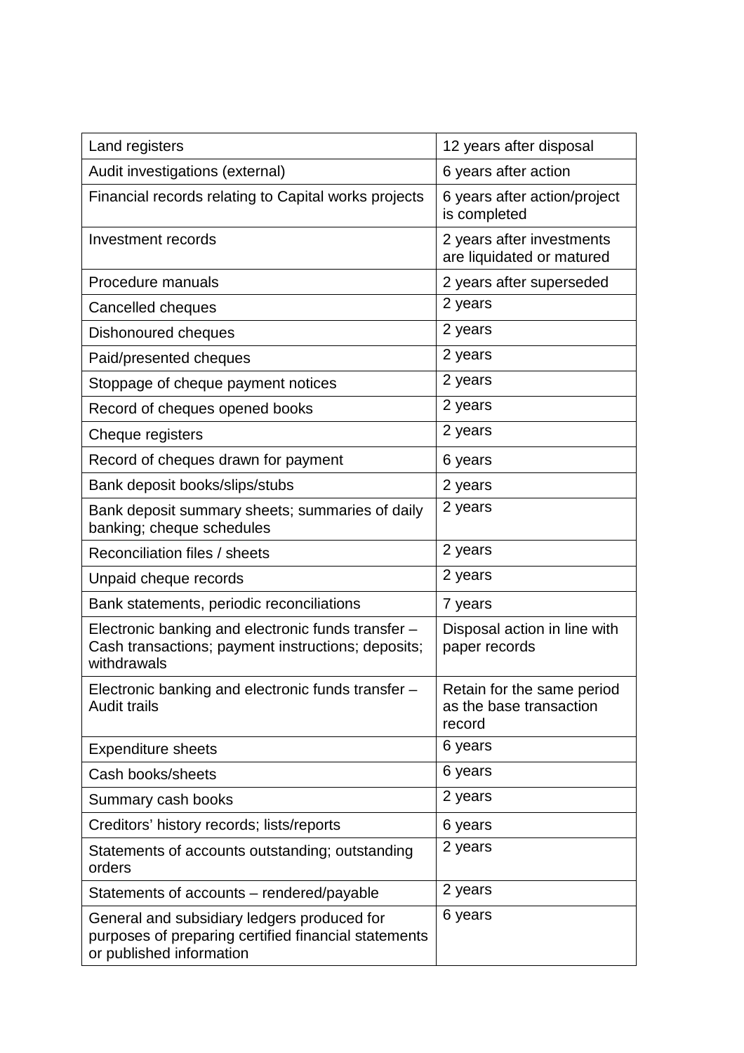| Land registers | 12 years after disposal |
|---|---|
| Audit investigations (external) | 6 years after action |
| Financial records relating to Capital works projects | 6 years after action/project is completed |
| Investment records | 2 years after investments are liquidated or matured |
| Procedure manuals | 2 years after superseded |
| Cancelled cheques | 2 years |
| Dishonoured cheques | 2 years |
| Paid/presented cheques | 2 years |
| Stoppage of cheque payment notices | 2 years |
| Record of cheques opened books | 2 years |
| Cheque registers | 2 years |
| Record of cheques drawn for payment | 6 years |
| Bank deposit books/slips/stubs | 2 years |
| Bank deposit summary sheets; summaries of daily banking; cheque schedules | 2 years |
| Reconciliation files / sheets | 2 years |
| Unpaid cheque records | 2 years |
| Bank statements, periodic reconciliations | 7 years |
| Electronic banking and electronic funds transfer – Cash transactions; payment instructions; deposits; withdrawals | Disposal action in line with paper records |
| Electronic banking and electronic funds transfer – Audit trails | Retain for the same period as the base transaction record |
| Expenditure sheets | 6 years |
| Cash books/sheets | 6 years |
| Summary cash books | 2 years |
| Creditors' history records; lists/reports | 6 years |
| Statements of accounts outstanding; outstanding orders | 2 years |
| Statements of accounts – rendered/payable | 2 years |
| General and subsidiary ledgers produced for purposes of preparing certified financial statements or published information | 6 years |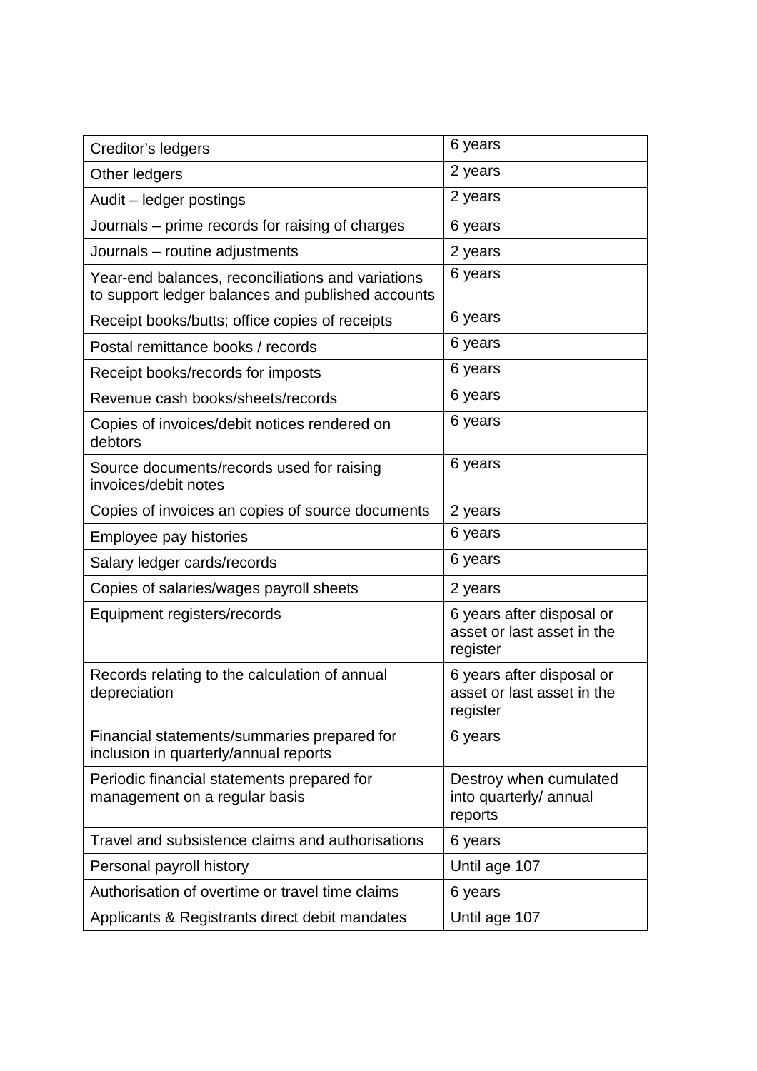| Creditor's ledgers | 6 years |
|---|---|
| Other ledgers | 2 years |
| Audit – ledger postings | 2 years |
| Journals – prime records for raising of charges | 6 years |
| Journals – routine adjustments | 2 years |
| Year-end balances, reconciliations and variations to support ledger balances and published accounts | 6 years |
| Receipt books/butts; office copies of receipts | 6 years |
| Postal remittance books / records | 6 years |
| Receipt books/records for imposts | 6 years |
| Revenue cash books/sheets/records | 6 years |
| Copies of invoices/debit notices rendered on debtors | 6 years |
| Source documents/records used for raising invoices/debit notes | 6 years |
| Copies of invoices an copies of source documents | 2 years |
| Employee pay histories | 6 years |
| Salary ledger cards/records | 6 years |
| Copies of salaries/wages payroll sheets | 2 years |
| Equipment registers/records | 6 years after disposal or asset or last asset in the register |
| Records relating to the calculation of annual depreciation | 6 years after disposal or asset or last asset in the register |
| Financial statements/summaries prepared for inclusion in quarterly/annual reports | 6 years |
| Periodic financial statements prepared for management on a regular basis | Destroy when cumulated into quarterly/ annual reports |
| Travel and subsistence claims and authorisations | 6 years |
| Personal payroll history | Until age 107 |
| Authorisation of overtime or travel time claims | 6 years |
| Applicants & Registrants direct debit mandates | Until age 107 |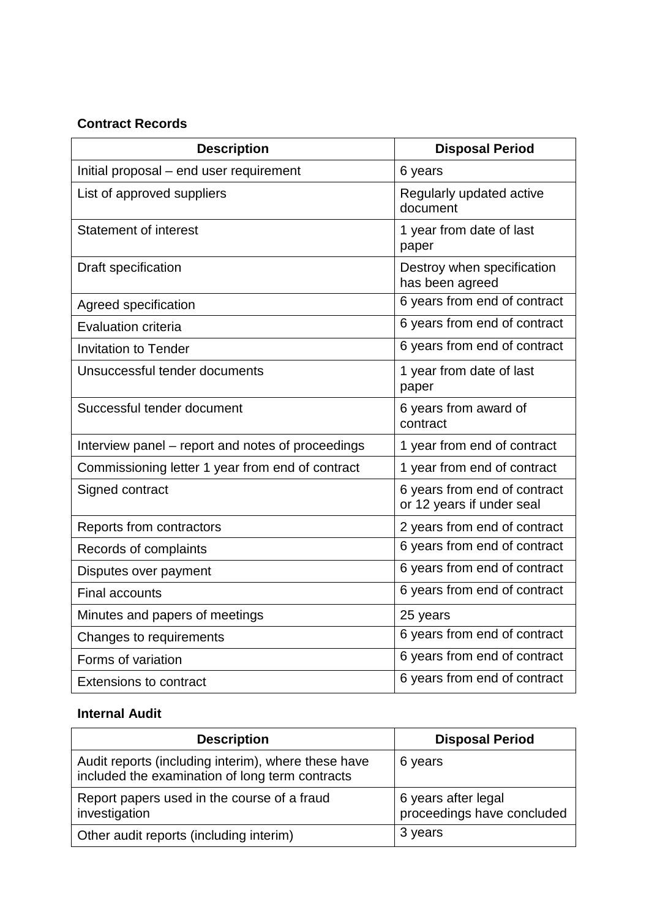**Contract Records**

| Description | Disposal Period |
|---|---|
| Initial proposal – end user requirement | 6 years |
| List of approved suppliers | Regularly updated active document |
| Statement of interest | 1 year from date of last paper |
| Draft specification | Destroy when specification has been agreed |
| Agreed specification | 6 years from end of contract |
| Evaluation criteria | 6 years from end of contract |
| Invitation to Tender | 6 years from end of contract |
| Unsuccessful tender documents | 1 year from date of last paper |
| Successful tender document | 6 years from award of contract |
| Interview panel – report and notes of proceedings | 1 year from end of contract |
| Commissioning letter 1 year from end of contract | 1 year from end of contract |
| Signed contract | 6 years from end of contract or 12 years if under seal |
| Reports from contractors | 2 years from end of contract |
| Records of complaints | 6 years from end of contract |
| Disputes over payment | 6 years from end of contract |
| Final accounts | 6 years from end of contract |
| Minutes and papers of meetings | 25 years |
| Changes to requirements | 6 years from end of contract |
| Forms of variation | 6 years from end of contract |
| Extensions to contract | 6 years from end of contract |

**Internal Audit**

| Description | Disposal Period |
|---|---|
| Audit reports (including interim), where these have included the examination of long term contracts | 6 years |
| Report papers used in the course of a fraud investigation | 6 years after legal proceedings have concluded |
| Other audit reports (including interim) | 3 years |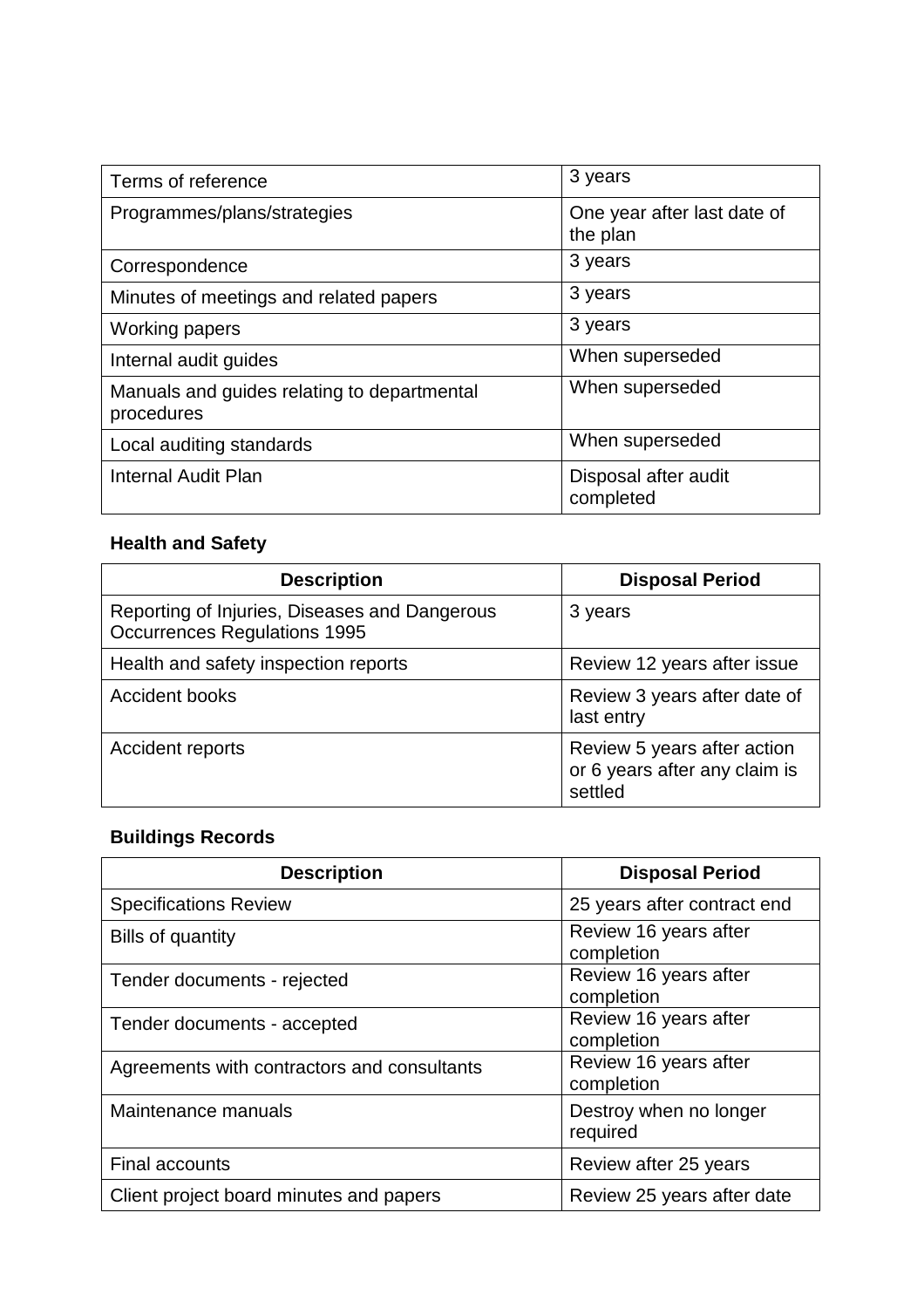| | |
|---|---|
| Terms of reference | 3 years |
| Programmes/plans/strategies | One year after last date of the plan |
| Correspondence | 3 years |
| Minutes of meetings and related papers | 3 years |
| Working papers | 3 years |
| Internal audit guides | When superseded |
| Manuals and guides relating to departmental procedures | When superseded |
| Local auditing standards | When superseded |
| Internal Audit Plan | Disposal after audit completed |

**Health and Safety**

| Description | Disposal Period |
|---|---|
| Reporting of Injuries, Diseases and Dangerous Occurrences Regulations 1995 | 3 years |
| Health and safety inspection reports | Review 12 years after issue |
| Accident books | Review 3 years after date of last entry |
| Accident reports | Review 5 years after action or 6 years after any claim is settled |

**Buildings Records**

| Description | Disposal Period |
|---|---|
| Specifications Review | 25 years after contract end |
| Bills of quantity | Review 16 years after completion |
| Tender documents - rejected | Review 16 years after completion |
| Tender documents - accepted | Review 16 years after completion |
| Agreements with contractors and consultants | Review 16 years after completion |
| Maintenance manuals | Destroy when no longer required |
| Final accounts | Review after 25 years |
| Client project board minutes and papers | Review 25 years after date |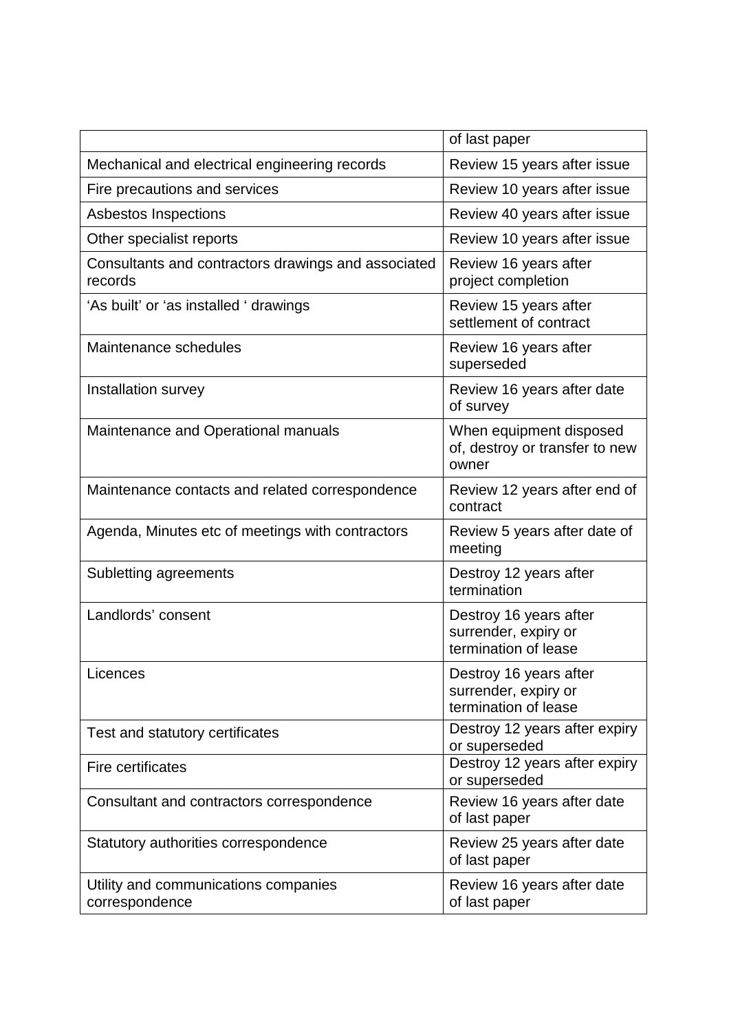| | |
|---|---|
| | of last paper |
| Mechanical and electrical engineering records | Review 15 years after issue |
| Fire precautions and services | Review 10 years after issue |
| Asbestos Inspections | Review 40 years after issue |
| Other specialist reports | Review 10 years after issue |
| Consultants and contractors drawings and associated records | Review 16 years after project completion |
| 'As built' or 'as installed ' drawings | Review 15 years after settlement of contract |
| Maintenance schedules | Review 16 years after superseded |
| Installation survey | Review 16 years after date of survey |
| Maintenance and Operational manuals | When equipment disposed of, destroy or transfer to new owner |
| Maintenance contacts and related correspondence | Review 12 years after end of contract |
| Agenda, Minutes etc of meetings with contractors | Review 5 years after date of meeting |
| Subletting agreements | Destroy 12 years after termination |
| Landlords' consent | Destroy 16 years after surrender, expiry or termination of lease |
| Licences | Destroy 16 years after surrender, expiry or termination of lease |
| Test and statutory certificates | Destroy 12 years after expiry or superseded |
| Fire certificates | Destroy 12 years after expiry or superseded |
| Consultant and contractors correspondence | Review 16 years after date of last paper |
| Statutory authorities correspondence | Review 25 years after date of last paper |
| Utility and communications companies correspondence | Review 16 years after date of last paper |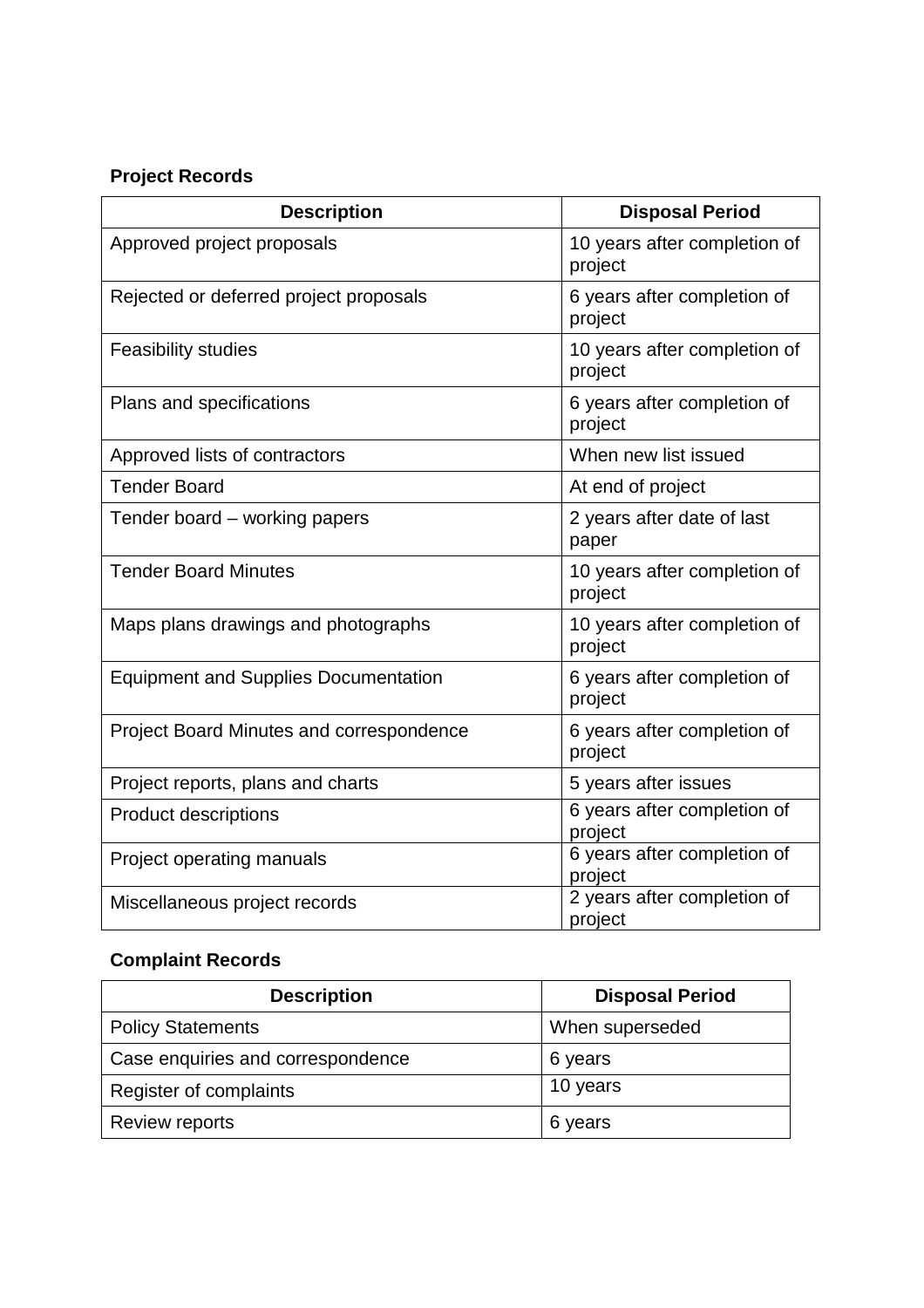**Project Records**

| Description | Disposal Period |
| --- | --- |
| Approved project proposals | 10 years after completion of project |
| Rejected or deferred project proposals | 6 years after completion of project |
| Feasibility studies | 10 years after completion of project |
| Plans and specifications | 6 years after completion of project |
| Approved lists of contractors | When new list issued |
| Tender Board | At end of project |
| Tender board – working papers | 2 years after date of last paper |
| Tender Board Minutes | 10 years after completion of project |
| Maps plans drawings and photographs | 10 years after completion of project |
| Equipment and Supplies Documentation | 6 years after completion of project |
| Project Board Minutes and correspondence | 6 years after completion of project |
| Project reports, plans and charts | 5 years after issues |
| Product descriptions | 6 years after completion of project |
| Project operating manuals | 6 years after completion of project |
| Miscellaneous project records | 2 years after completion of project |

**Complaint Records**

| Description | Disposal Period |
| --- | --- |
| Policy Statements | When superseded |
| Case enquiries and correspondence | 6 years |
| Register of complaints | 10 years |
| Review reports | 6 years |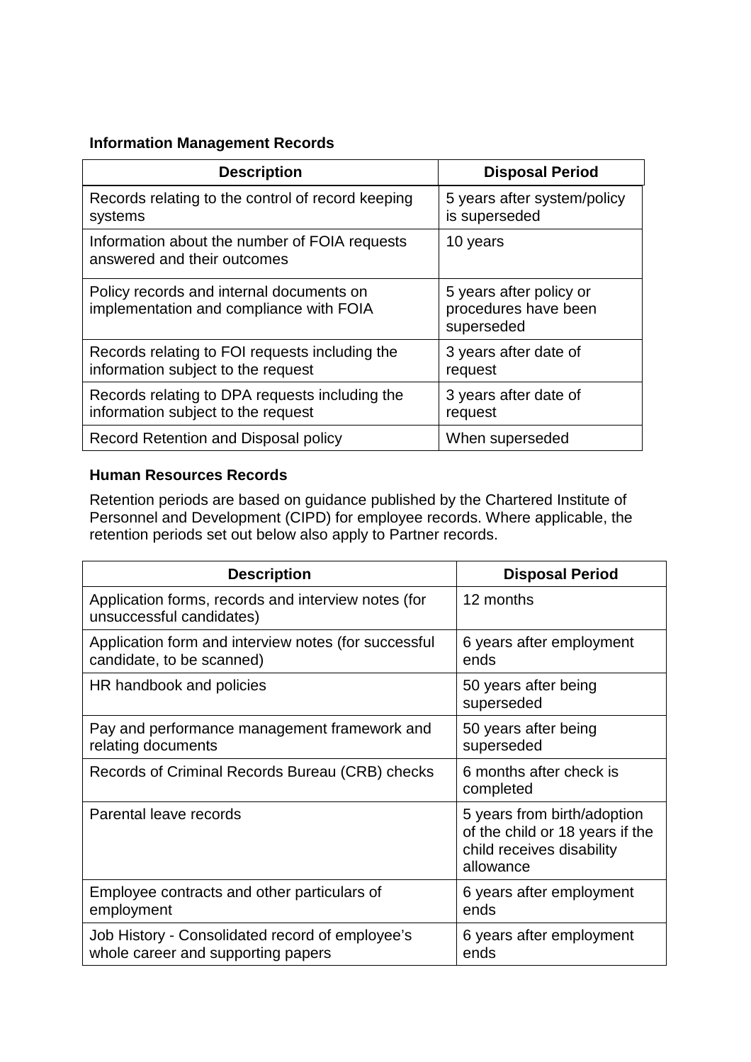**Information Management Records**

| Description | Disposal Period |
| --- | --- |
| Records relating to the control of record keeping systems | 5 years after system/policy is superseded |
| Information about the number of FOIA requests answered and their outcomes | 10 years |
| Policy records and internal documents on implementation and compliance with FOIA | 5 years after policy or procedures have been superseded |
| Records relating to FOI requests including the information subject to the request | 3 years after date of request |
| Records relating to DPA requests including the information subject to the request | 3 years after date of request |
| Record Retention and Disposal policy | When superseded |

**Human Resources Records**

Retention periods are based on guidance published by the Chartered Institute of Personnel and Development (CIPD) for employee records. Where applicable, the retention periods set out below also apply to Partner records.

| Description | Disposal Period |
| --- | --- |
| Application forms, records and interview notes (for unsuccessful candidates) | 12 months |
| Application form and interview notes (for successful candidate, to be scanned) | 6 years after employment ends |
| HR handbook and policies | 50 years after being superseded |
| Pay and performance management framework and relating documents | 50 years after being superseded |
| Records of Criminal Records Bureau (CRB) checks | 6 months after check is completed |
| Parental leave records | 5 years from birth/adoption of the child or 18 years if the child receives disability allowance |
| Employee contracts and other particulars of employment | 6 years after employment ends |
| Job History - Consolidated record of employee's whole career and supporting papers | 6 years after employment ends |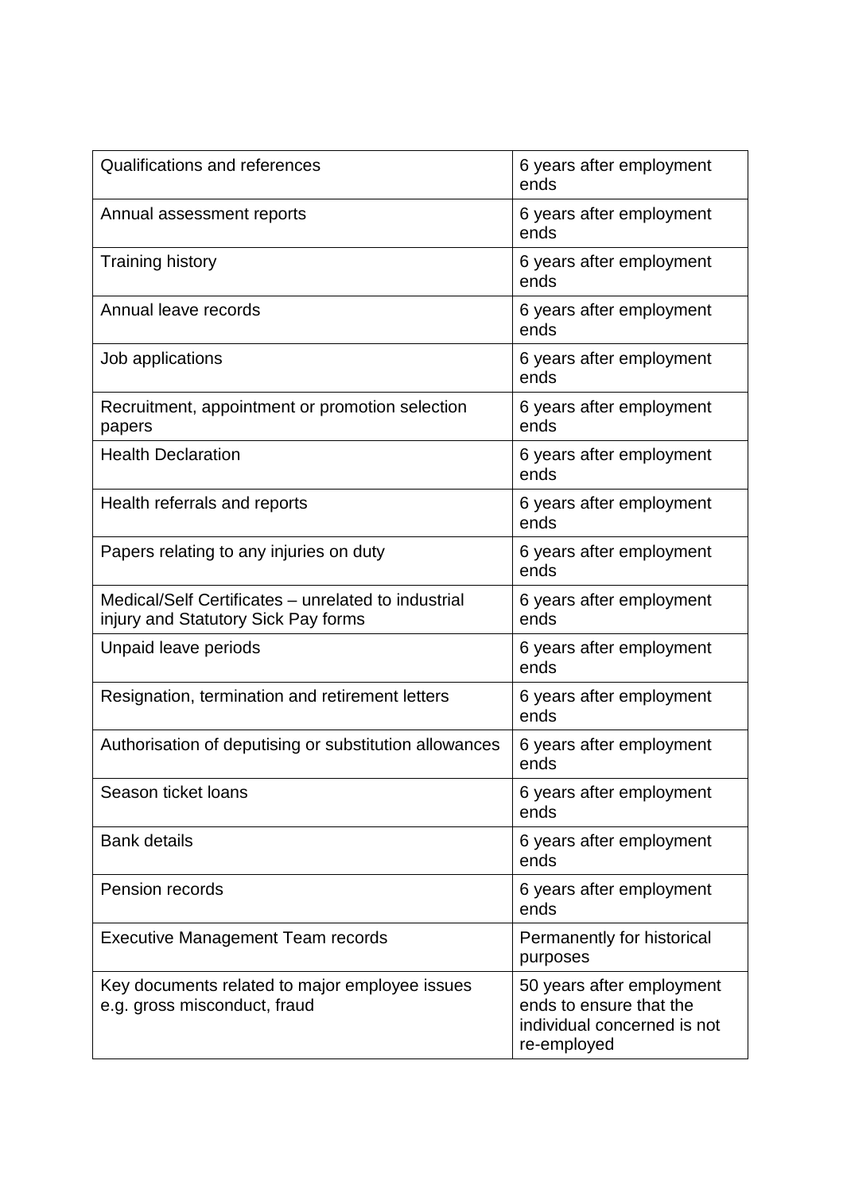| | |
|---|---|
| Qualifications and references | 6 years after employment ends |
| Annual assessment reports | 6 years after employment ends |
| Training history | 6 years after employment ends |
| Annual leave records | 6 years after employment ends |
| Job applications | 6 years after employment ends |
| Recruitment, appointment or promotion selection papers | 6 years after employment ends |
| Health Declaration | 6 years after employment ends |
| Health referrals and reports | 6 years after employment ends |
| Papers relating to any injuries on duty | 6 years after employment ends |
| Medical/Self Certificates – unrelated to industrial injury and Statutory Sick Pay forms | 6 years after employment ends |
| Unpaid leave periods | 6 years after employment ends |
| Resignation, termination and retirement letters | 6 years after employment ends |
| Authorisation of deputising or substitution allowances | 6 years after employment ends |
| Season ticket loans | 6 years after employment ends |
| Bank details | 6 years after employment ends |
| Pension records | 6 years after employment ends |
| Executive Management Team records | Permanently for historical purposes |
| Key documents related to major employee issues e.g. gross misconduct, fraud | 50 years after employment ends to ensure that the individual concerned is not re-employed |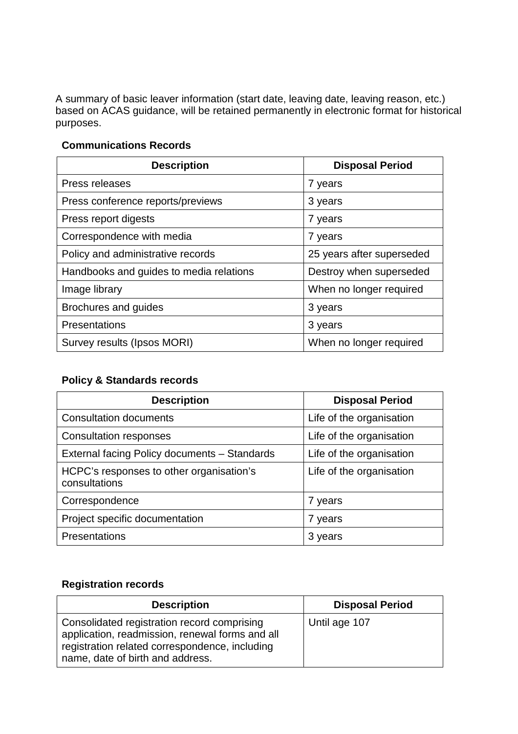A summary of basic leaver information (start date, leaving date, leaving reason, etc.) based on ACAS guidance, will be retained permanently in electronic format for historical purposes.

**Communications Records**

| Description | Disposal Period |
| --- | --- |
| Press releases | 7 years |
| Press conference reports/previews | 3 years |
| Press report digests | 7 years |
| Correspondence with media | 7 years |
| Policy and administrative records | 25 years after superseded |
| Handbooks and guides to media relations | Destroy when superseded |
| Image library | When no longer required |
| Brochures and guides | 3 years |
| Presentations | 3 years |
| Survey results (Ipsos MORI) | When no longer required |

**Policy & Standards records**

| Description | Disposal Period |
| --- | --- |
| Consultation documents | Life of the organisation |
| Consultation responses | Life of the organisation |
| External facing Policy documents – Standards | Life of the organisation |
| HCPC's responses to other organisation's consultations | Life of the organisation |
| Correspondence | 7 years |
| Project specific documentation | 7 years |
| Presentations | 3 years |

**Registration records**

| Description | Disposal Period |
| --- | --- |
| Consolidated registration record comprising application, readmission, renewal forms and all registration related correspondence, including name, date of birth and address. | Until age 107 |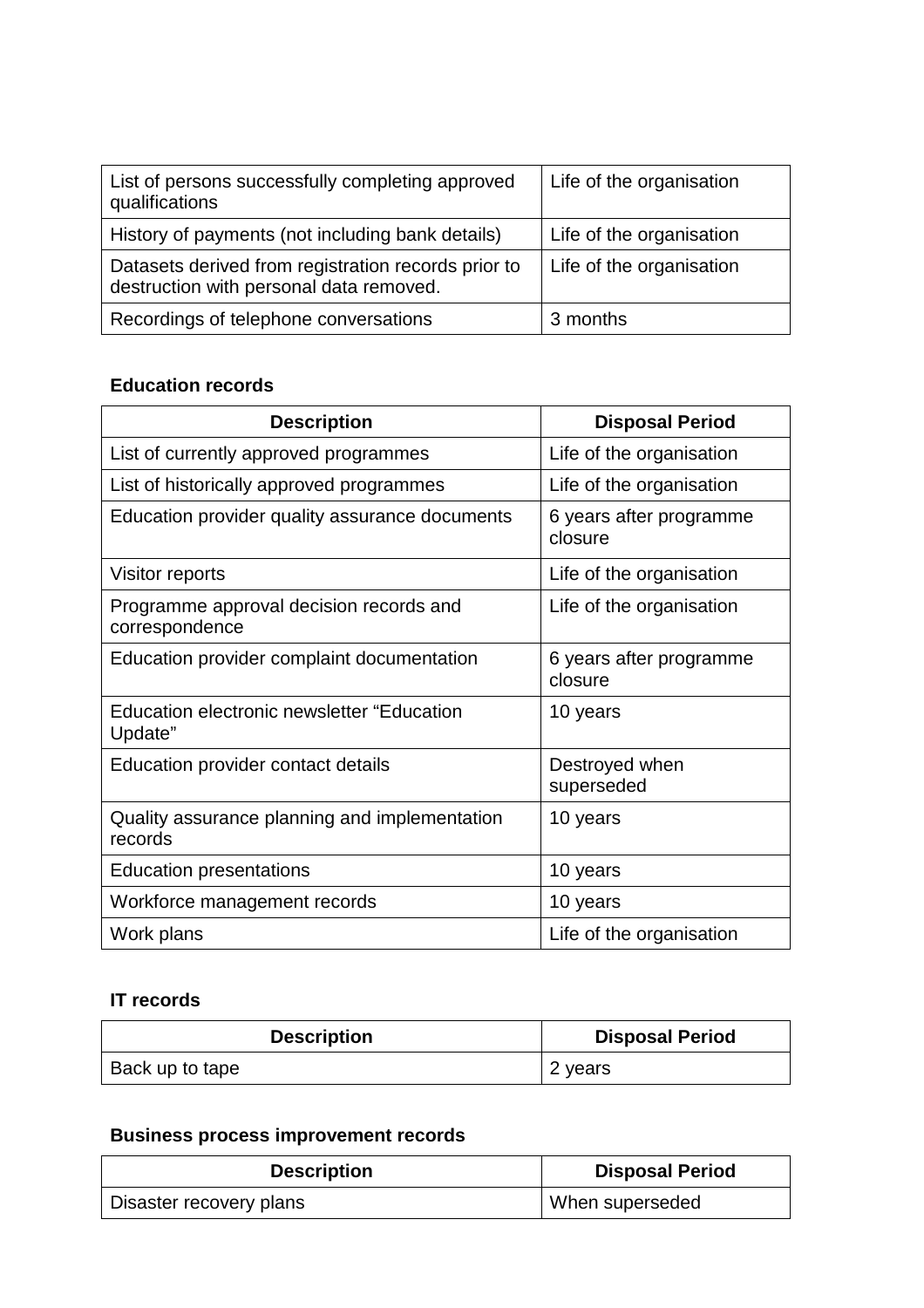| | |
|---|---|
| List of persons successfully completing approved qualifications | Life of the organisation |
| History of payments (not including bank details) | Life of the organisation |
| Datasets derived from registration records prior to destruction with personal data removed. | Life of the organisation |
| Recordings of telephone conversations | 3 months |

**Education records**

| Description | Disposal Period |
|---|---|
| List of currently approved programmes | Life of the organisation |
| List of historically approved programmes | Life of the organisation |
| Education provider quality assurance documents | 6 years after programme closure |
| Visitor reports | Life of the organisation |
| Programme approval decision records and correspondence | Life of the organisation |
| Education provider complaint documentation | 6 years after programme closure |
| Education electronic newsletter “Education Update” | 10 years |
| Education provider contact details | Destroyed when superseded |
| Quality assurance planning and implementation records | 10 years |
| Education presentations | 10 years |
| Workforce management records | 10 years |
| Work plans | Life of the organisation |

**IT records**

| Description | Disposal Period |
|---|---|
| Back up to tape | 2 years |

**Business process improvement records**

| Description | Disposal Period |
|---|---|
| Disaster recovery plans | When superseded |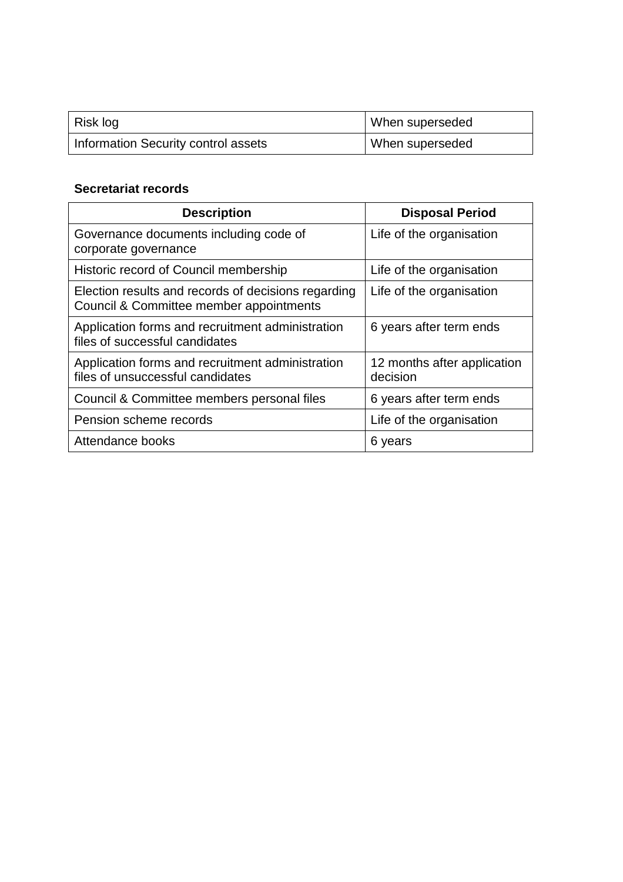| | |
|---|---|
| Risk log | When superseded |
| Information Security control assets | When superseded |

**Secretariat records**

| Description | Disposal Period |
|---|---|
| Governance documents including code of corporate governance | Life of the organisation |
| Historic record of Council membership | Life of the organisation |
| Election results and records of decisions regarding Council & Committee member appointments | Life of the organisation |
| Application forms and recruitment administration files of successful candidates | 6 years after term ends |
| Application forms and recruitment administration files of unsuccessful candidates | 12 months after application decision |
| Council & Committee members personal files | 6 years after term ends |
| Pension scheme records | Life of the organisation |
| Attendance books | 6 years |